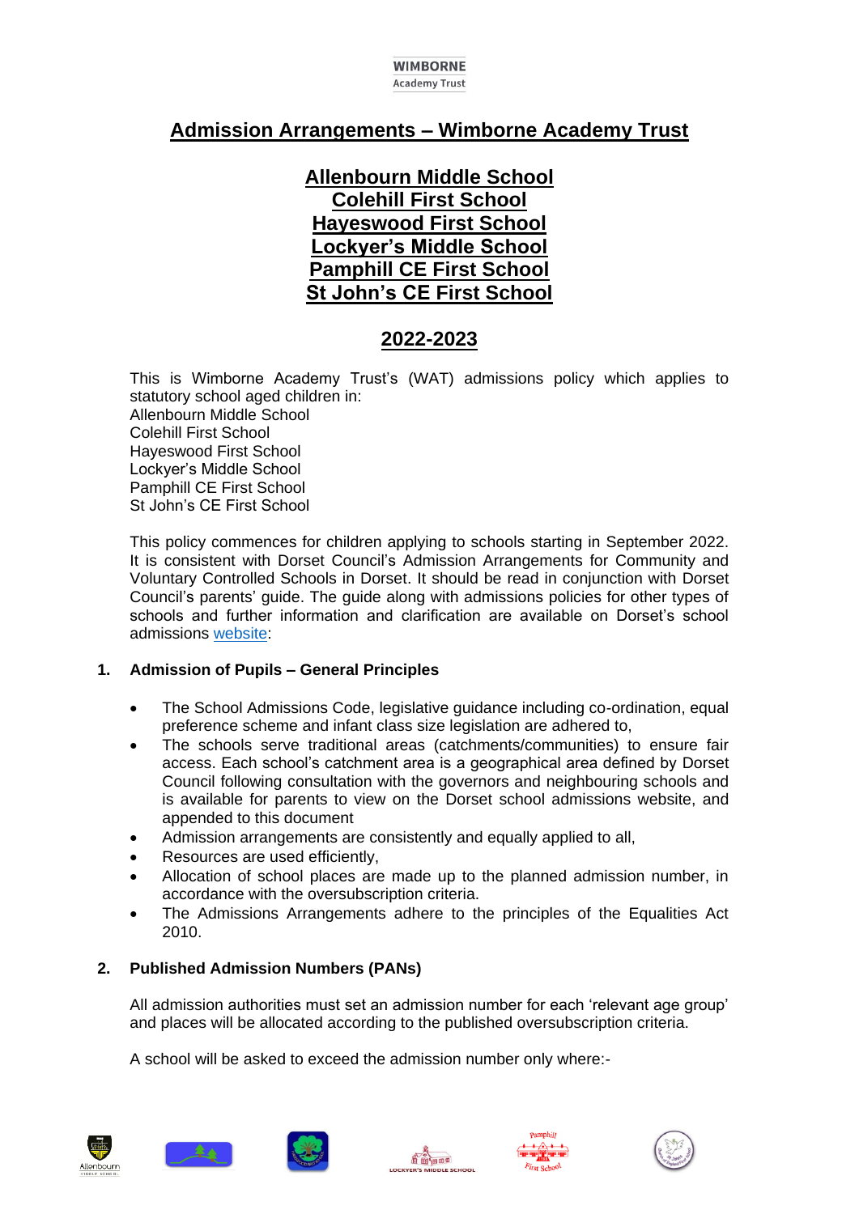WIMBORNE
Academy Trust

# Admission Arrangements – Wimborne Academy Trust

## Allenbourn Middle School
## Colehill First School
## Hayeswood First School
## Lockyer's Middle School
## Pamphill CE First School
## St John's CE First School

## 2022-2023

This is Wimborne Academy Trust's (WAT) admissions policy which applies to statutory school aged children in:
Allenbourn Middle School
Colehill First School
Hayeswood First School
Lockyer's Middle School
Pamphill CE First School
St John's CE First School

This policy commences for children applying to schools starting in September 2022. It is consistent with Dorset Council's Admission Arrangements for Community and Voluntary Controlled Schools in Dorset. It should be read in conjunction with Dorset Council's parents' guide. The guide along with admissions policies for other types of schools and further information and clarification are available on Dorset's school admissions website:

### 1. Admission of Pupils – General Principles

- The School Admissions Code, legislative guidance including co-ordination, equal preference scheme and infant class size legislation are adhered to,
- The schools serve traditional areas (catchments/communities) to ensure fair access. Each school's catchment area is a geographical area defined by Dorset Council following consultation with the governors and neighbouring schools and is available for parents to view on the Dorset school admissions website, and appended to this document
- Admission arrangements are consistently and equally applied to all,
- Resources are used efficiently,
- Allocation of school places are made up to the planned admission number, in accordance with the oversubscription criteria.
- The Admissions Arrangements adhere to the principles of the Equalities Act 2010.

### 2. Published Admission Numbers (PANs)

All admission authorities must set an admission number for each 'relevant age group' and places will be allocated according to the published oversubscription criteria.

A school will be asked to exceed the admission number only where:-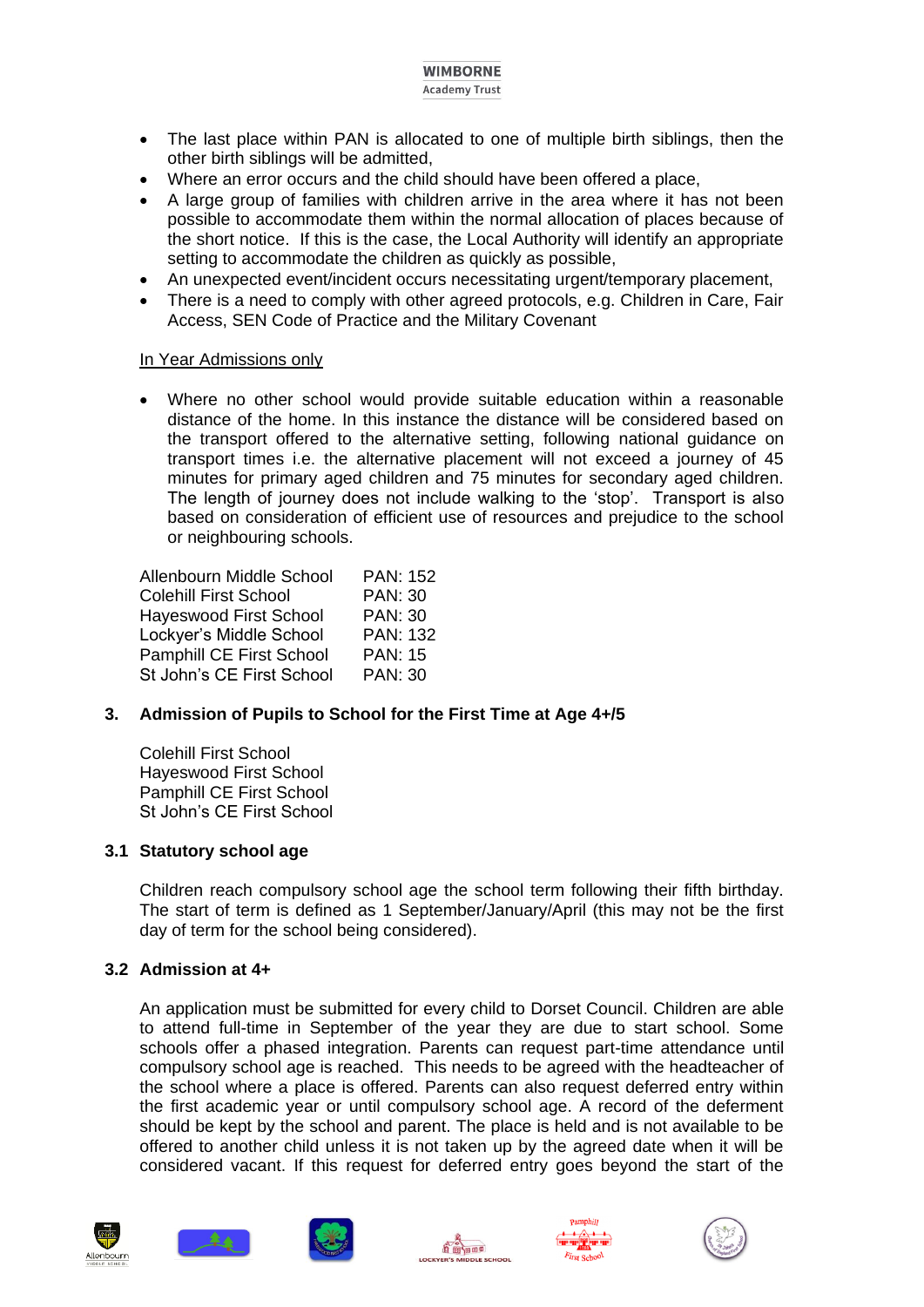- The last place within PAN is allocated to one of multiple birth siblings, then the other birth siblings will be admitted,
- Where an error occurs and the child should have been offered a place,
- A large group of families with children arrive in the area where it has not been possible to accommodate them within the normal allocation of places because of the short notice. If this is the case, the Local Authority will identify an appropriate setting to accommodate the children as quickly as possible,
- An unexpected event/incident occurs necessitating urgent/temporary placement,
- There is a need to comply with other agreed protocols, e.g. Children in Care, Fair Access, SEN Code of Practice and the Military Covenant

In Year Admissions only

- Where no other school would provide suitable education within a reasonable distance of the home. In this instance the distance will be considered based on the transport offered to the alternative setting, following national guidance on transport times i.e. the alternative placement will not exceed a journey of 45 minutes for primary aged children and 75 minutes for secondary aged children. The length of journey does not include walking to the 'stop'. Transport is also based on consideration of efficient use of resources and prejudice to the school or neighbouring schools.

| | |
|---|---|
| Allenbourn Middle School | PAN: 152 |
| Colehill First School | PAN: 30 |
| Hayeswood First School | PAN: 30 |
| Lockyer's Middle School | PAN: 132 |
| Pamphill CE First School | PAN: 15 |
| St John's CE First School | PAN: 30 |

## 3. Admission of Pupils to School for the First Time at Age 4+/5

Colehill First School
Hayeswood First School
Pamphill CE First School
St John's CE First School

### 3.1 Statutory school age

Children reach compulsory school age the school term following their fifth birthday. The start of term is defined as 1 September/January/April (this may not be the first day of term for the school being considered).

### 3.2 Admission at 4+

An application must be submitted for every child to Dorset Council. Children are able to attend full-time in September of the year they are due to start school. Some schools offer a phased integration. Parents can request part-time attendance until compulsory school age is reached. This needs to be agreed with the headteacher of the school where a place is offered. Parents can also request deferred entry within the first academic year or until compulsory school age. A record of the deferment should be kept by the school and parent. The place is held and is not available to be offered to another child unless it is not taken up by the agreed date when it will be considered vacant. If this request for deferred entry goes beyond the start of the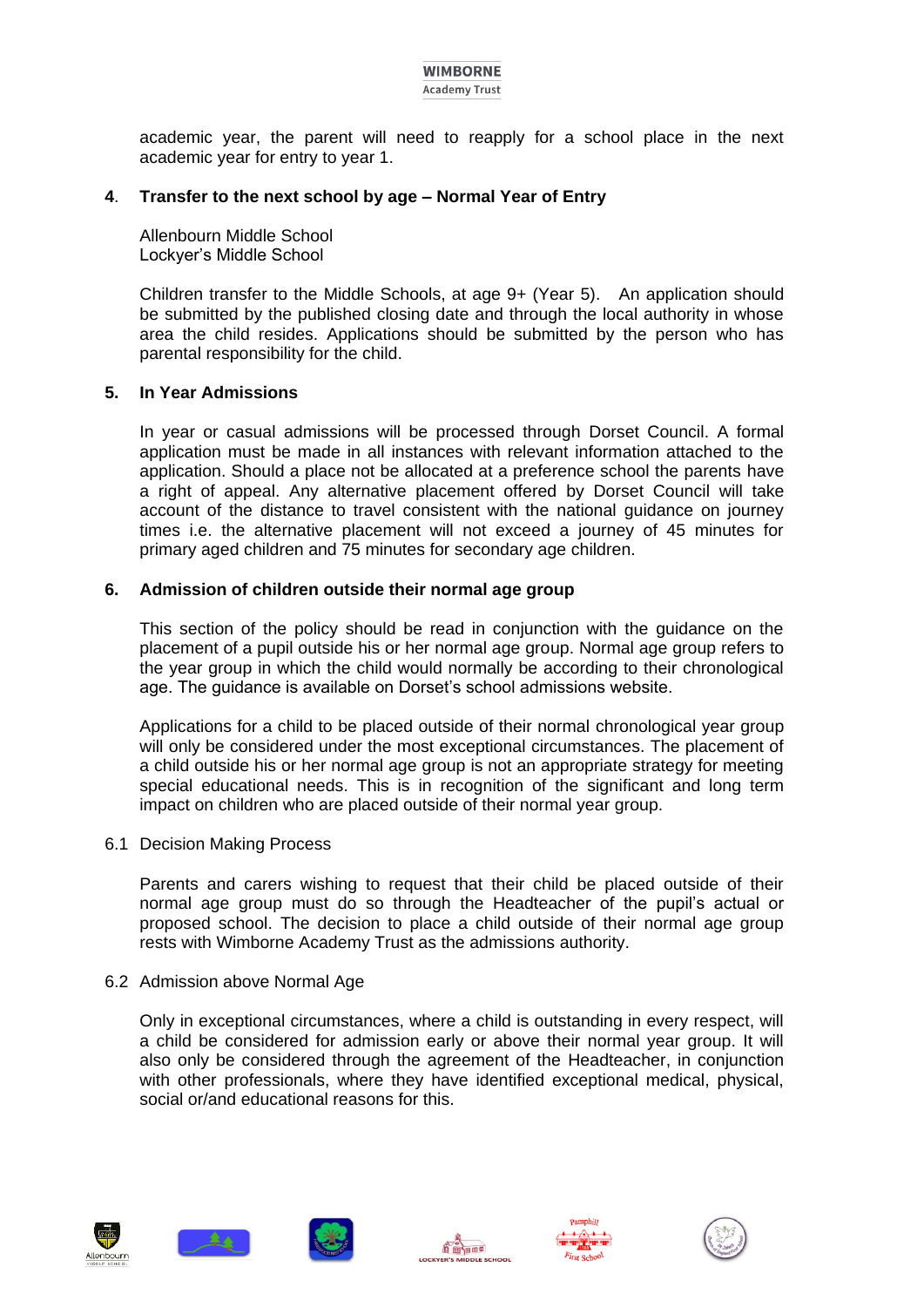academic year, the parent will need to reapply for a school place in the next academic year for entry to year 1.

## 4. Transfer to the next school by age – Normal Year of Entry

Allenbourn Middle School
Lockyer's Middle School

Children transfer to the Middle Schools, at age 9+ (Year 5). An application should be submitted by the published closing date and through the local authority in whose area the child resides. Applications should be submitted by the person who has parental responsibility for the child.

## 5. In Year Admissions

In year or casual admissions will be processed through Dorset Council. A formal application must be made in all instances with relevant information attached to the application. Should a place not be allocated at a preference school the parents have a right of appeal. Any alternative placement offered by Dorset Council will take account of the distance to travel consistent with the national guidance on journey times i.e. the alternative placement will not exceed a journey of 45 minutes for primary aged children and 75 minutes for secondary age children.

## 6. Admission of children outside their normal age group

This section of the policy should be read in conjunction with the guidance on the placement of a pupil outside his or her normal age group. Normal age group refers to the year group in which the child would normally be according to their chronological age. The guidance is available on Dorset's school admissions website.

Applications for a child to be placed outside of their normal chronological year group will only be considered under the most exceptional circumstances. The placement of a child outside his or her normal age group is not an appropriate strategy for meeting special educational needs. This is in recognition of the significant and long term impact on children who are placed outside of their normal year group.

### 6.1 Decision Making Process

Parents and carers wishing to request that their child be placed outside of their normal age group must do so through the Headteacher of the pupil's actual or proposed school. The decision to place a child outside of their normal age group rests with Wimborne Academy Trust as the admissions authority.

### 6.2 Admission above Normal Age

Only in exceptional circumstances, where a child is outstanding in every respect, will a child be considered for admission early or above their normal year group. It will also only be considered through the agreement of the Headteacher, in conjunction with other professionals, where they have identified exceptional medical, physical, social or/and educational reasons for this.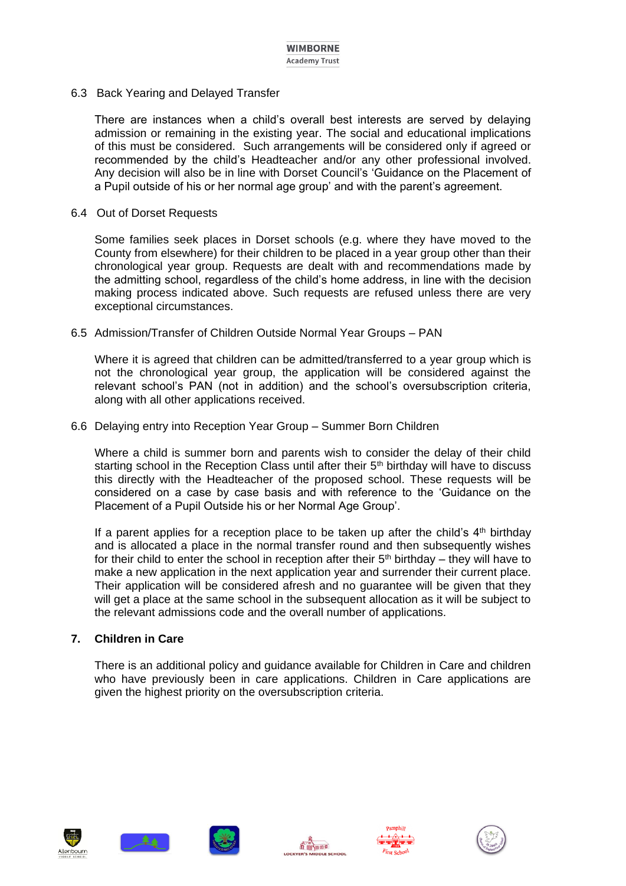### 6.3 Back Yearing and Delayed Transfer

There are instances when a child's overall best interests are served by delaying admission or remaining in the existing year. The social and educational implications of this must be considered. Such arrangements will be considered only if agreed or recommended by the child's Headteacher and/or any other professional involved. Any decision will also be in line with Dorset Council's 'Guidance on the Placement of a Pupil outside of his or her normal age group' and with the parent's agreement.

### 6.4 Out of Dorset Requests

Some families seek places in Dorset schools (e.g. where they have moved to the County from elsewhere) for their children to be placed in a year group other than their chronological year group. Requests are dealt with and recommendations made by the admitting school, regardless of the child's home address, in line with the decision making process indicated above. Such requests are refused unless there are very exceptional circumstances.

### 6.5 Admission/Transfer of Children Outside Normal Year Groups – PAN

Where it is agreed that children can be admitted/transferred to a year group which is not the chronological year group, the application will be considered against the relevant school's PAN (not in addition) and the school's oversubscription criteria, along with all other applications received.

### 6.6 Delaying entry into Reception Year Group – Summer Born Children

Where a child is summer born and parents wish to consider the delay of their child starting school in the Reception Class until after their 5th birthday will have to discuss this directly with the Headteacher of the proposed school. These requests will be considered on a case by case basis and with reference to the 'Guidance on the Placement of a Pupil Outside his or her Normal Age Group'.

If a parent applies for a reception place to be taken up after the child's 4th birthday and is allocated a place in the normal transfer round and then subsequently wishes for their child to enter the school in reception after their 5th birthday – they will have to make a new application in the next application year and surrender their current place. Their application will be considered afresh and no guarantee will be given that they will get a place at the same school in the subsequent allocation as it will be subject to the relevant admissions code and the overall number of applications.

## 7. Children in Care

There is an additional policy and guidance available for Children in Care and children who have previously been in care applications. Children in Care applications are given the highest priority on the oversubscription criteria.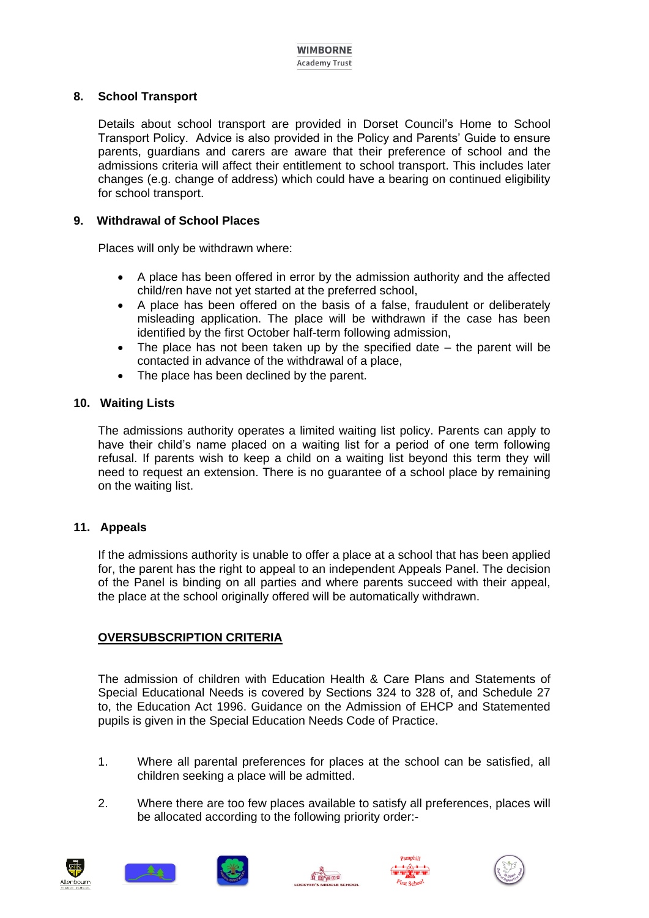## 8. School Transport

Details about school transport are provided in Dorset Council's Home to School Transport Policy. Advice is also provided in the Policy and Parents' Guide to ensure parents, guardians and carers are aware that their preference of school and the admissions criteria will affect their entitlement to school transport. This includes later changes (e.g. change of address) which could have a bearing on continued eligibility for school transport.

## 9. Withdrawal of School Places

Places will only be withdrawn where:

- A place has been offered in error by the admission authority and the affected child/ren have not yet started at the preferred school,
- A place has been offered on the basis of a false, fraudulent or deliberately misleading application. The place will be withdrawn if the case has been identified by the first October half-term following admission,
- The place has not been taken up by the specified date – the parent will be contacted in advance of the withdrawal of a place,
- The place has been declined by the parent.

## 10. Waiting Lists

The admissions authority operates a limited waiting list policy. Parents can apply to have their child's name placed on a waiting list for a period of one term following refusal. If parents wish to keep a child on a waiting list beyond this term they will need to request an extension. There is no guarantee of a school place by remaining on the waiting list.

## 11. Appeals

If the admissions authority is unable to offer a place at a school that has been applied for, the parent has the right to appeal to an independent Appeals Panel. The decision of the Panel is binding on all parties and where parents succeed with their appeal, the place at the school originally offered will be automatically withdrawn.

## OVERSUBSCRIPTION CRITERIA

The admission of children with Education Health & Care Plans and Statements of Special Educational Needs is covered by Sections 324 to 328 of, and Schedule 27 to, the Education Act 1996. Guidance on the Admission of EHCP and Statemented pupils is given in the Special Education Needs Code of Practice.

1. Where all parental preferences for places at the school can be satisfied, all children seeking a place will be admitted.

2. Where there are too few places available to satisfy all preferences, places will be allocated according to the following priority order:-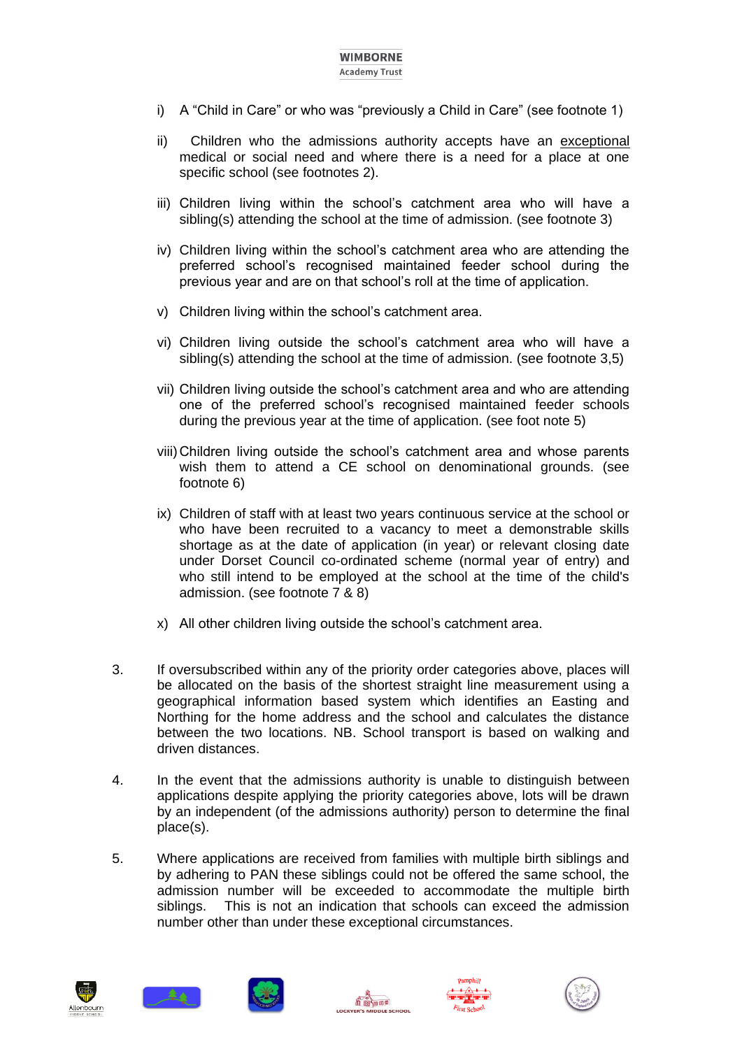i) A "Child in Care" or who was "previously a Child in Care" (see footnote 1)

ii) Children who the admissions authority accepts have an exceptional medical or social need and where there is a need for a place at one specific school (see footnotes 2).

iii) Children living within the school's catchment area who will have a sibling(s) attending the school at the time of admission. (see footnote 3)

iv) Children living within the school's catchment area who are attending the preferred school's recognised maintained feeder school during the previous year and are on that school's roll at the time of application.

v) Children living within the school's catchment area.

vi) Children living outside the school's catchment area who will have a sibling(s) attending the school at the time of admission. (see footnote 3,5)

vii) Children living outside the school's catchment area and who are attending one of the preferred school's recognised maintained feeder schools during the previous year at the time of application. (see foot note 5)

viii) Children living outside the school's catchment area and whose parents wish them to attend a CE school on denominational grounds. (see footnote 6)

ix) Children of staff with at least two years continuous service at the school or who have been recruited to a vacancy to meet a demonstrable skills shortage as at the date of application (in year) or relevant closing date under Dorset Council co-ordinated scheme (normal year of entry) and who still intend to be employed at the school at the time of the child's admission. (see footnote 7 & 8)

x) All other children living outside the school's catchment area.

3. If oversubscribed within any of the priority order categories above, places will be allocated on the basis of the shortest straight line measurement using a geographical information based system which identifies an Easting and Northing for the home address and the school and calculates the distance between the two locations. NB. School transport is based on walking and driven distances.

4. In the event that the admissions authority is unable to distinguish between applications despite applying the priority categories above, lots will be drawn by an independent (of the admissions authority) person to determine the final place(s).

5. Where applications are received from families with multiple birth siblings and by adhering to PAN these siblings could not be offered the same school, the admission number will be exceeded to accommodate the multiple birth siblings. This is not an indication that schools can exceed the admission number other than under these exceptional circumstances.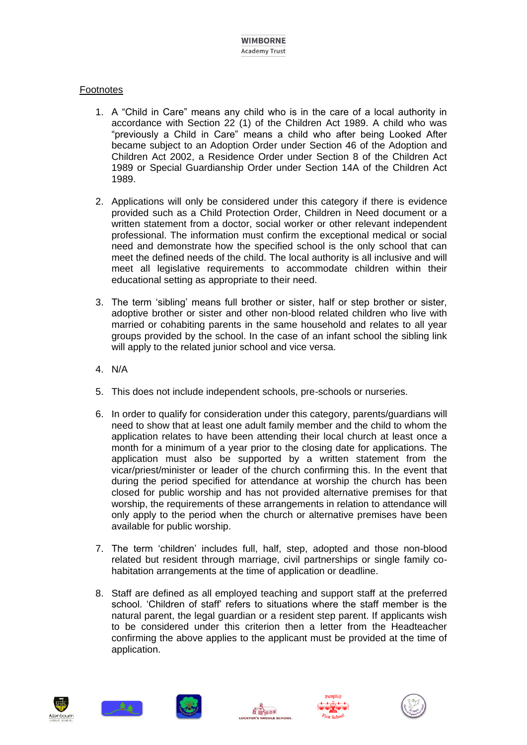Footnotes

1. A “Child in Care” means any child who is in the care of a local authority in accordance with Section 22 (1) of the Children Act 1989. A child who was “previously a Child in Care” means a child who after being Looked After became subject to an Adoption Order under Section 46 of the Adoption and Children Act 2002, a Residence Order under Section 8 of the Children Act 1989 or Special Guardianship Order under Section 14A of the Children Act 1989.

2. Applications will only be considered under this category if there is evidence provided such as a Child Protection Order, Children in Need document or a written statement from a doctor, social worker or other relevant independent professional. The information must confirm the exceptional medical or social need and demonstrate how the specified school is the only school that can meet the defined needs of the child. The local authority is all inclusive and will meet all legislative requirements to accommodate children within their educational setting as appropriate to their need.

3. The term ‘sibling’ means full brother or sister, half or step brother or sister, adoptive brother or sister and other non-blood related children who live with married or cohabiting parents in the same household and relates to all year groups provided by the school. In the case of an infant school the sibling link will apply to the related junior school and vice versa.

4. N/A

5. This does not include independent schools, pre-schools or nurseries.

6. In order to qualify for consideration under this category, parents/guardians will need to show that at least one adult family member and the child to whom the application relates to have been attending their local church at least once a month for a minimum of a year prior to the closing date for applications. The application must also be supported by a written statement from the vicar/priest/minister or leader of the church confirming this. In the event that during the period specified for attendance at worship the church has been closed for public worship and has not provided alternative premises for that worship, the requirements of these arrangements in relation to attendance will only apply to the period when the church or alternative premises have been available for public worship.

7. The term ‘children’ includes full, half, step, adopted and those non-blood related but resident through marriage, civil partnerships or single family co-habitation arrangements at the time of application or deadline.

8. Staff are defined as all employed teaching and support staff at the preferred school. ‘Children of staff’ refers to situations where the staff member is the natural parent, the legal guardian or a resident step parent. If applicants wish to be considered under this criterion then a letter from the Headteacher confirming the above applies to the applicant must be provided at the time of application.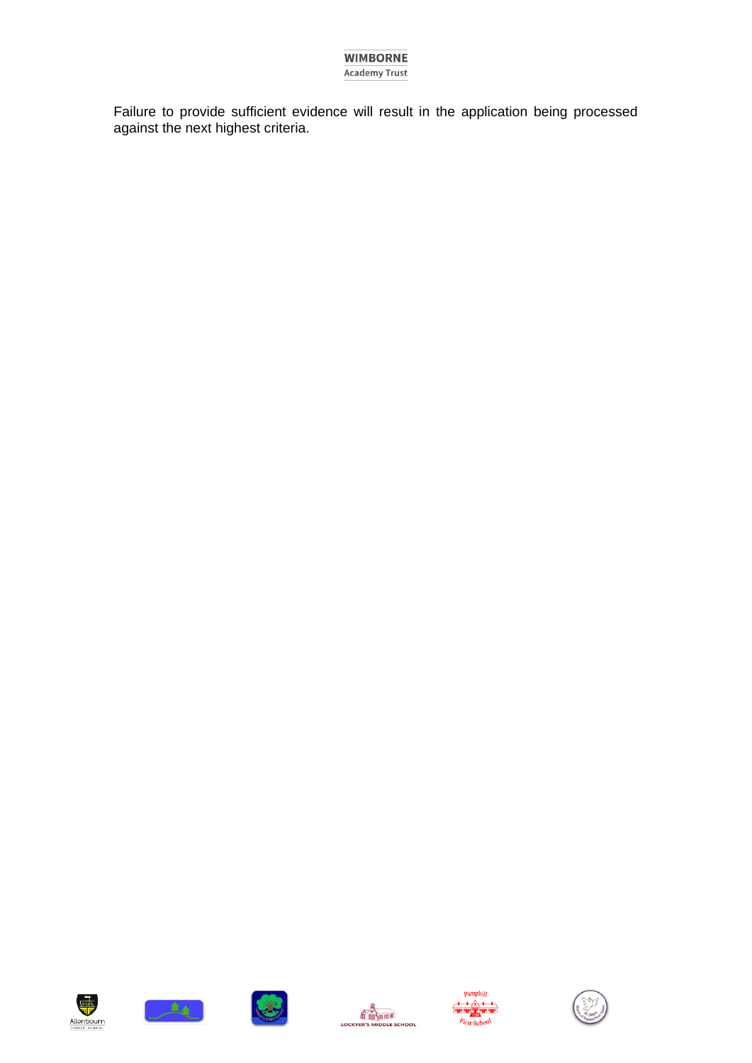Failure to provide sufficient evidence will result in the application being processed against the next highest criteria.